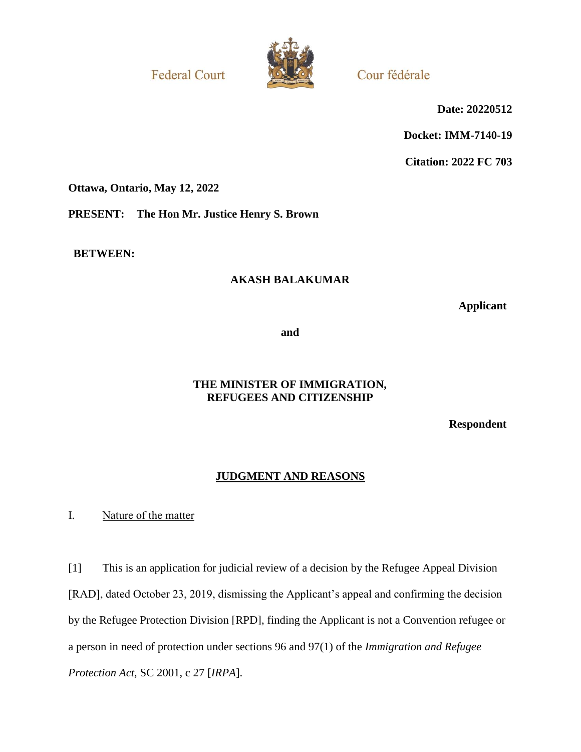Federal Court                                                                 Cour fédérale

**Date: 20220512**

**Docket: IMM-7140-19**

**Citation: 2022 FC 703**

**Ottawa, Ontario, May 12, 2022**

**PRESENT: The Hon Mr. Justice Henry S. Brown**

**BETWEEN:**

**AKASH BALAKUMAR**

**Applicant**

**and**

**THE MINISTER OF IMMIGRATION, REFUGEES AND CITIZENSHIP**

**Respondent**

## JUDGMENT AND REASONS

### I. Nature of the matter

[1] This is an application for judicial review of a decision by the Refugee Appeal Division [RAD], dated October 23, 2019, dismissing the Applicant's appeal and confirming the decision by the Refugee Protection Division [RPD], finding the Applicant is not a Convention refugee or a person in need of protection under sections 96 and 97(1) of the *Immigration and Refugee Protection Act*, SC 2001, c 27 [*IRPA*].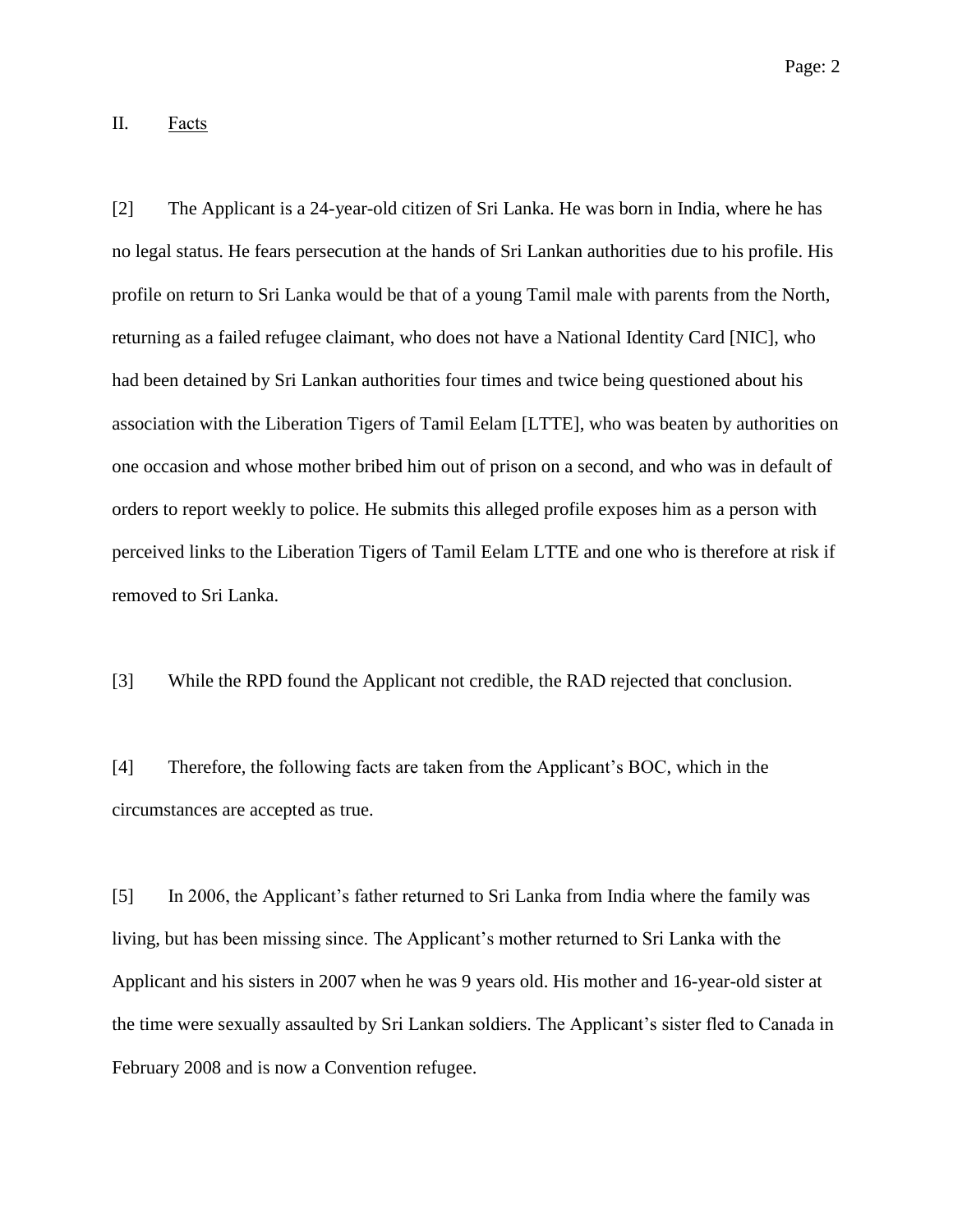## II. Facts

[2] The Applicant is a 24-year-old citizen of Sri Lanka. He was born in India, where he has no legal status. He fears persecution at the hands of Sri Lankan authorities due to his profile. His profile on return to Sri Lanka would be that of a young Tamil male with parents from the North, returning as a failed refugee claimant, who does not have a National Identity Card [NIC], who had been detained by Sri Lankan authorities four times and twice being questioned about his association with the Liberation Tigers of Tamil Eelam [LTTE], who was beaten by authorities on one occasion and whose mother bribed him out of prison on a second, and who was in default of orders to report weekly to police. He submits this alleged profile exposes him as a person with perceived links to the Liberation Tigers of Tamil Eelam LTTE and one who is therefore at risk if removed to Sri Lanka.

[3] While the RPD found the Applicant not credible, the RAD rejected that conclusion.

[4] Therefore, the following facts are taken from the Applicant's BOC, which in the circumstances are accepted as true.

[5] In 2006, the Applicant's father returned to Sri Lanka from India where the family was living, but has been missing since. The Applicant's mother returned to Sri Lanka with the Applicant and his sisters in 2007 when he was 9 years old. His mother and 16-year-old sister at the time were sexually assaulted by Sri Lankan soldiers. The Applicant's sister fled to Canada in February 2008 and is now a Convention refugee.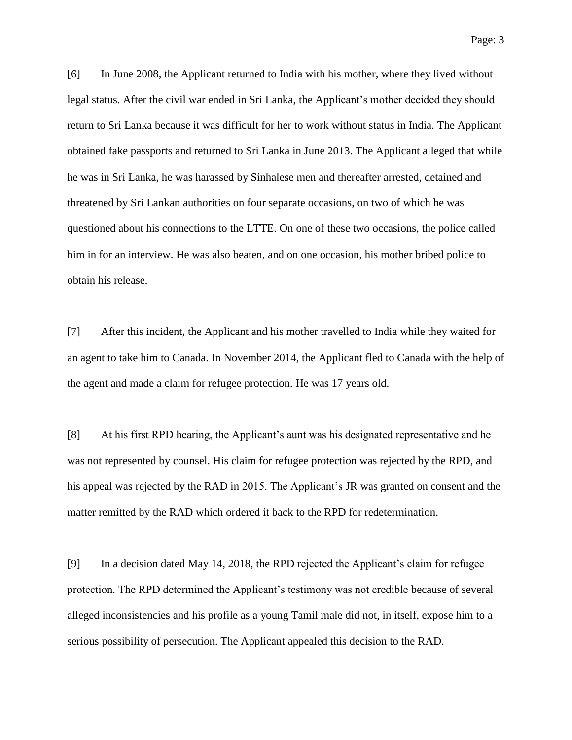[6] In June 2008, the Applicant returned to India with his mother, where they lived without legal status. After the civil war ended in Sri Lanka, the Applicant's mother decided they should return to Sri Lanka because it was difficult for her to work without status in India. The Applicant obtained fake passports and returned to Sri Lanka in June 2013. The Applicant alleged that while he was in Sri Lanka, he was harassed by Sinhalese men and thereafter arrested, detained and threatened by Sri Lankan authorities on four separate occasions, on two of which he was questioned about his connections to the LTTE. On one of these two occasions, the police called him in for an interview. He was also beaten, and on one occasion, his mother bribed police to obtain his release.

[7] After this incident, the Applicant and his mother travelled to India while they waited for an agent to take him to Canada. In November 2014, the Applicant fled to Canada with the help of the agent and made a claim for refugee protection. He was 17 years old.

[8] At his first RPD hearing, the Applicant's aunt was his designated representative and he was not represented by counsel. His claim for refugee protection was rejected by the RPD, and his appeal was rejected by the RAD in 2015. The Applicant's JR was granted on consent and the matter remitted by the RAD which ordered it back to the RPD for redetermination.

[9] In a decision dated May 14, 2018, the RPD rejected the Applicant's claim for refugee protection. The RPD determined the Applicant's testimony was not credible because of several alleged inconsistencies and his profile as a young Tamil male did not, in itself, expose him to a serious possibility of persecution. The Applicant appealed this decision to the RAD.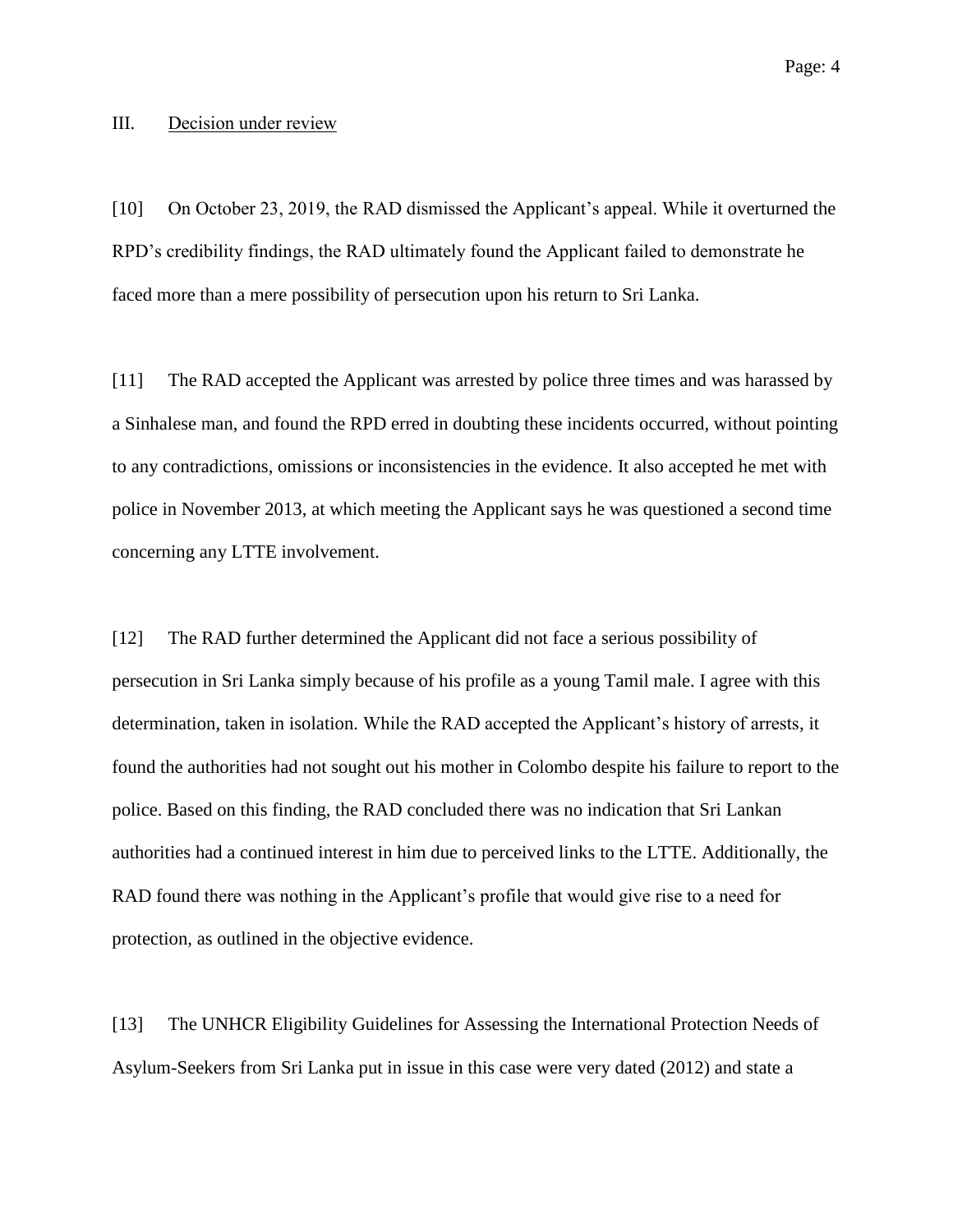## III. Decision under review

[10] On October 23, 2019, the RAD dismissed the Applicant's appeal. While it overturned the RPD's credibility findings, the RAD ultimately found the Applicant failed to demonstrate he faced more than a mere possibility of persecution upon his return to Sri Lanka.

[11] The RAD accepted the Applicant was arrested by police three times and was harassed by a Sinhalese man, and found the RPD erred in doubting these incidents occurred, without pointing to any contradictions, omissions or inconsistencies in the evidence. It also accepted he met with police in November 2013, at which meeting the Applicant says he was questioned a second time concerning any LTTE involvement.

[12] The RAD further determined the Applicant did not face a serious possibility of persecution in Sri Lanka simply because of his profile as a young Tamil male. I agree with this determination, taken in isolation. While the RAD accepted the Applicant's history of arrests, it found the authorities had not sought out his mother in Colombo despite his failure to report to the police. Based on this finding, the RAD concluded there was no indication that Sri Lankan authorities had a continued interest in him due to perceived links to the LTTE. Additionally, the RAD found there was nothing in the Applicant's profile that would give rise to a need for protection, as outlined in the objective evidence.

[13] The UNHCR Eligibility Guidelines for Assessing the International Protection Needs of Asylum-Seekers from Sri Lanka put in issue in this case were very dated (2012) and state a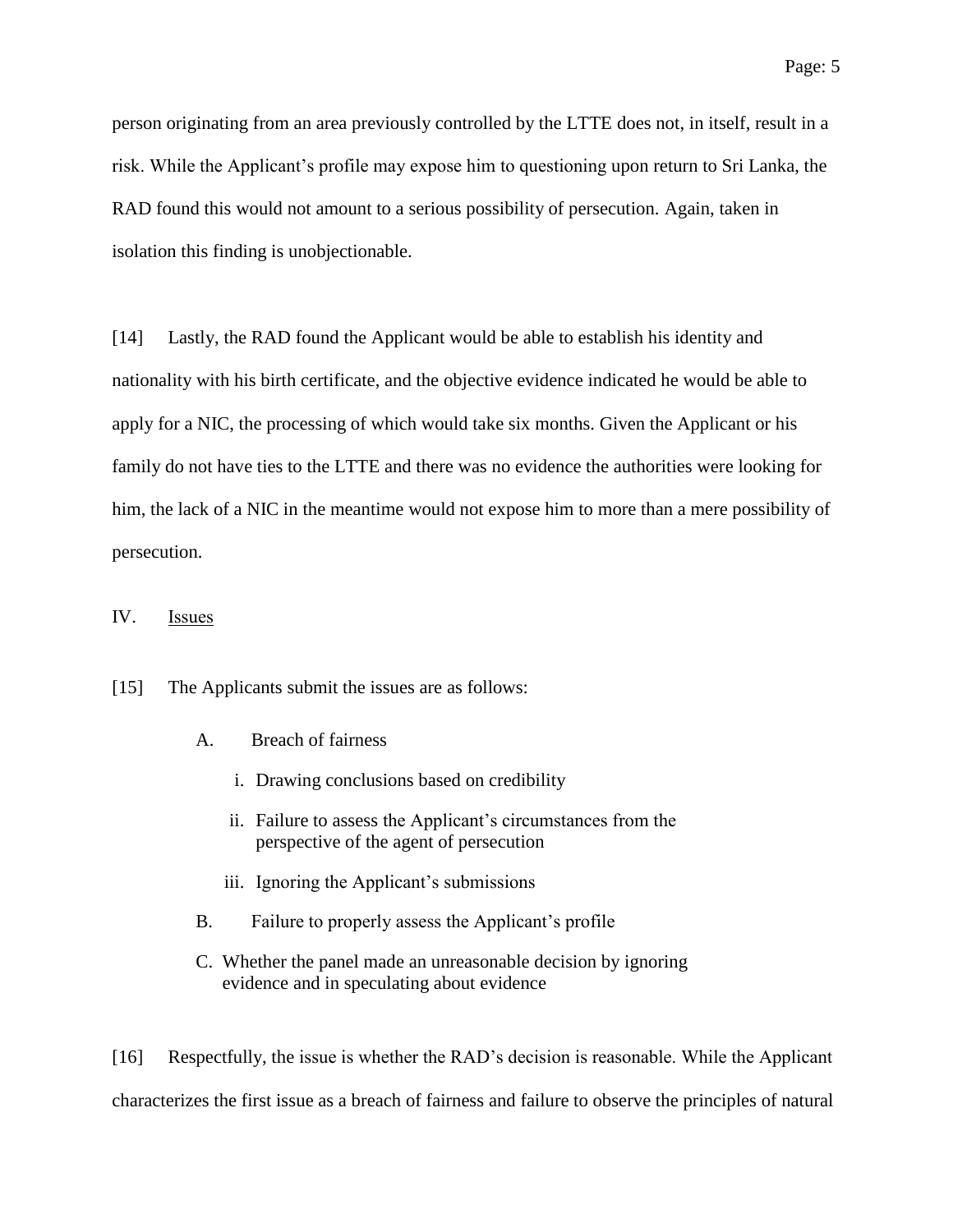person originating from an area previously controlled by the LTTE does not, in itself, result in a risk. While the Applicant's profile may expose him to questioning upon return to Sri Lanka, the RAD found this would not amount to a serious possibility of persecution. Again, taken in isolation this finding is unobjectionable.

[14] Lastly, the RAD found the Applicant would be able to establish his identity and nationality with his birth certificate, and the objective evidence indicated he would be able to apply for a NIC, the processing of which would take six months. Given the Applicant or his family do not have ties to the LTTE and there was no evidence the authorities were looking for him, the lack of a NIC in the meantime would not expose him to more than a mere possibility of persecution.

## IV. Issues

[15] The Applicants submit the issues are as follows:

- A. Breach of fairness
  - i. Drawing conclusions based on credibility
  - ii. Failure to assess the Applicant's circumstances from the perspective of the agent of persecution
  - iii. Ignoring the Applicant's submissions
- B. Failure to properly assess the Applicant's profile
- C. Whether the panel made an unreasonable decision by ignoring evidence and in speculating about evidence

[16] Respectfully, the issue is whether the RAD's decision is reasonable. While the Applicant characterizes the first issue as a breach of fairness and failure to observe the principles of natural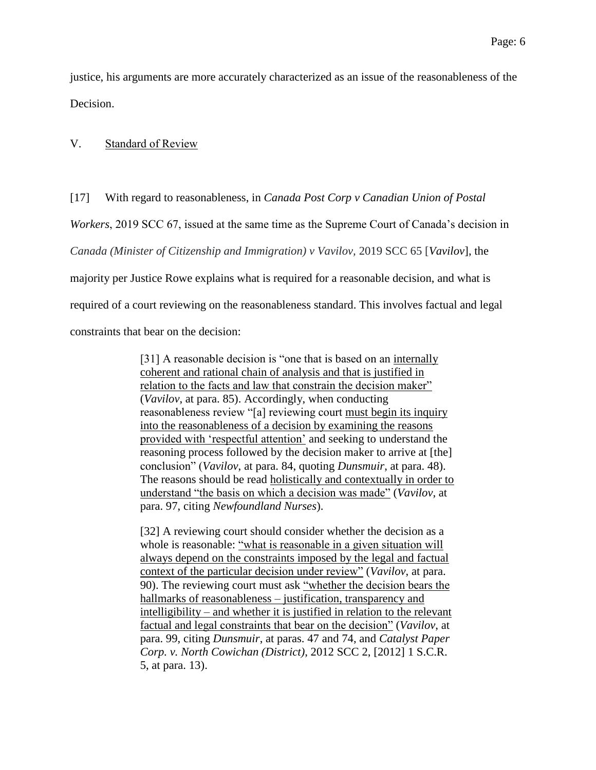justice, his arguments are more accurately characterized as an issue of the reasonableness of the Decision.

## V. Standard of Review

[17] With regard to reasonableness, in *Canada Post Corp v Canadian Union of Postal Workers*, 2019 SCC 67, issued at the same time as the Supreme Court of Canada's decision in *Canada (Minister of Citizenship and Immigration) v Vavilov*, 2019 SCC 65 [*Vavilov*], the majority per Justice Rowe explains what is required for a reasonable decision, and what is required of a court reviewing on the reasonableness standard. This involves factual and legal constraints that bear on the decision:

> [31] A reasonable decision is "one that is based on an internally coherent and rational chain of analysis and that is justified in relation to the facts and law that constrain the decision maker" (*Vavilov*, at para. 85). Accordingly, when conducting reasonableness review "[a] reviewing court must begin its inquiry into the reasonableness of a decision by examining the reasons provided with 'respectful attention' and seeking to understand the reasoning process followed by the decision maker to arrive at [the] conclusion" (*Vavilov*, at para. 84, quoting *Dunsmuir*, at para. 48). The reasons should be read holistically and contextually in order to understand "the basis on which a decision was made" (*Vavilov*, at para. 97, citing *Newfoundland Nurses*).
>
> [32] A reviewing court should consider whether the decision as a whole is reasonable: "what is reasonable in a given situation will always depend on the constraints imposed by the legal and factual context of the particular decision under review" (*Vavilov*, at para. 90). The reviewing court must ask "whether the decision bears the hallmarks of reasonableness – justification, transparency and intelligibility – and whether it is justified in relation to the relevant factual and legal constraints that bear on the decision" (*Vavilov*, at para. 99, citing *Dunsmuir*, at paras. 47 and 74, and *Catalyst Paper Corp. v. North Cowichan (District)*, 2012 SCC 2, [2012] 1 S.C.R. 5, at para. 13).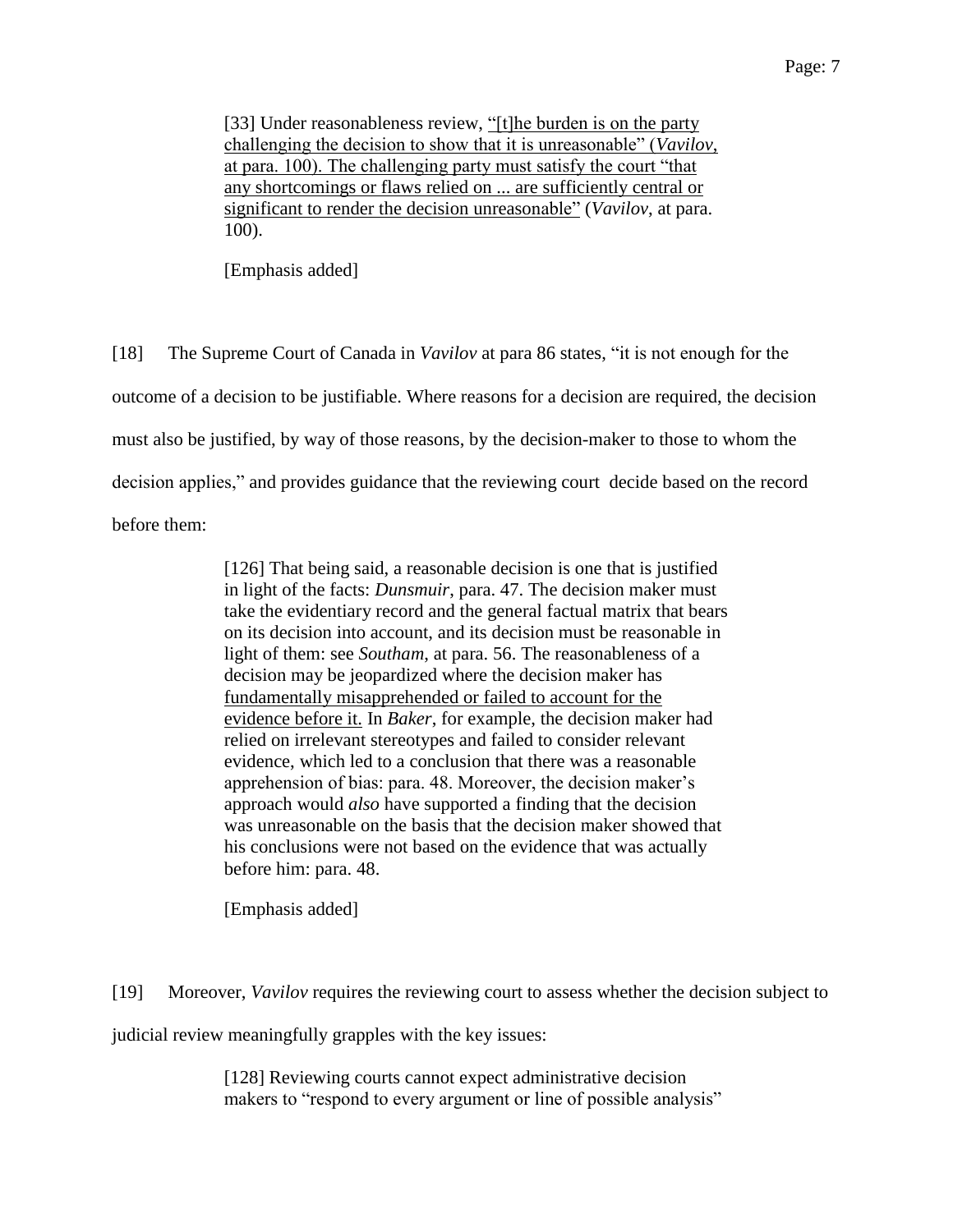> [33] Under reasonableness review, <u>"[t]he burden is on the party challenging the decision to show that it is unreasonable" (*Vavilov*, at para. 100). The challenging party must satisfy the court "that any shortcomings or flaws relied on ... are sufficiently central or significant to render the decision unreasonable"</u> (*Vavilov*, at para. 100).
>
> [Emphasis added]

[18] The Supreme Court of Canada in *Vavilov* at para 86 states, "it is not enough for the outcome of a decision to be justifiable. Where reasons for a decision are required, the decision must also be justified, by way of those reasons, by the decision-maker to those to whom the decision applies," and provides guidance that the reviewing court decide based on the record before them:

> [126] That being said, a reasonable decision is one that is justified in light of the facts: *Dunsmuir*, para. 47. The decision maker must take the evidentiary record and the general factual matrix that bears on its decision into account, and its decision must be reasonable in light of them: see *Southam*, at para. 56. The reasonableness of a decision may be jeopardized where the decision maker has <u>fundamentally misapprehended or failed to account for the evidence before it.</u> In *Baker*, for example, the decision maker had relied on irrelevant stereotypes and failed to consider relevant evidence, which led to a conclusion that there was a reasonable apprehension of bias: para. 48. Moreover, the decision maker's approach would *also* have supported a finding that the decision was unreasonable on the basis that the decision maker showed that his conclusions were not based on the evidence that was actually before him: para. 48.
>
> [Emphasis added]

[19] Moreover, *Vavilov* requires the reviewing court to assess whether the decision subject to judicial review meaningfully grapples with the key issues:

> [128] Reviewing courts cannot expect administrative decision makers to "respond to every argument or line of possible analysis"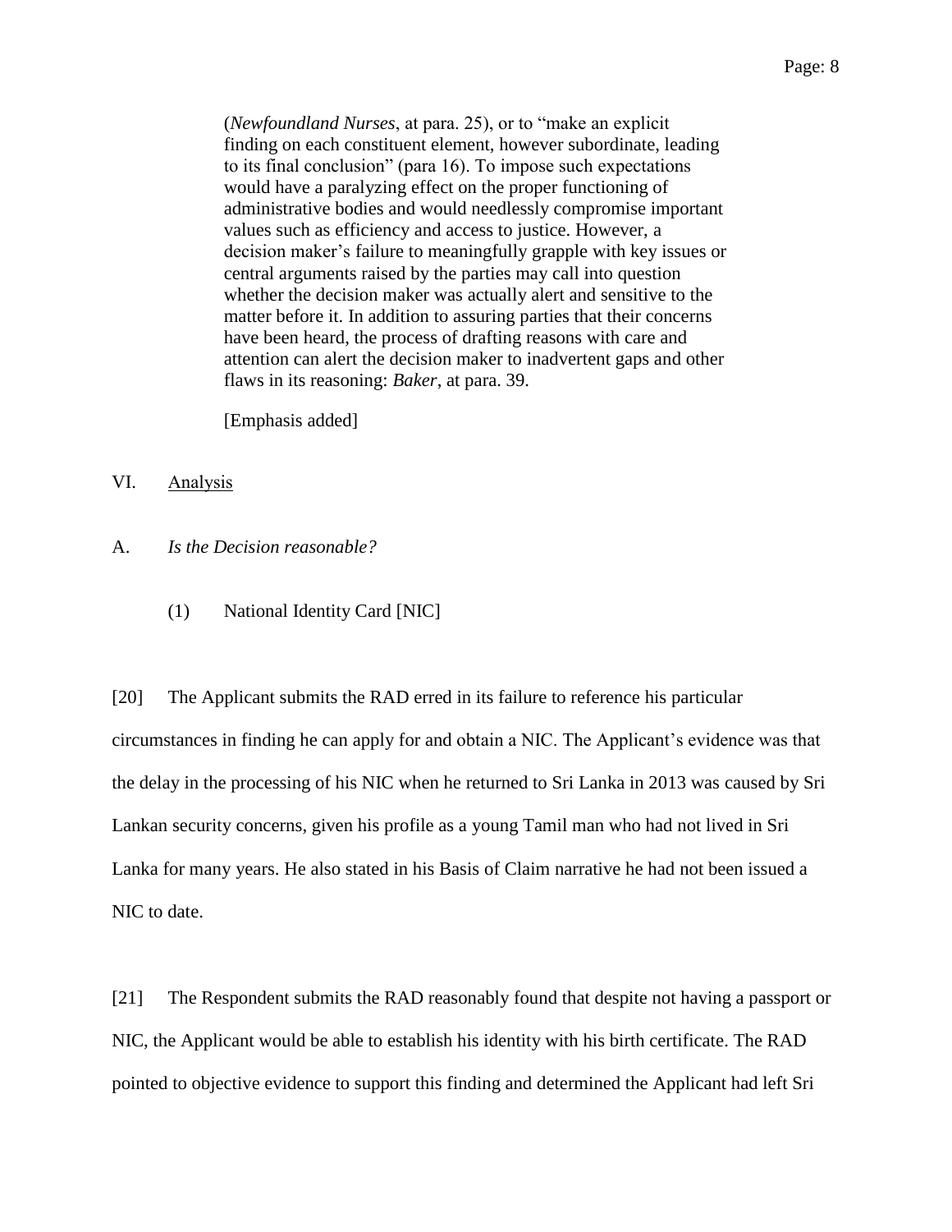> (*Newfoundland Nurses*, at para. 25), or to "make an explicit finding on each constituent element, however subordinate, leading to its final conclusion" (para 16). To impose such expectations would have a paralyzing effect on the proper functioning of administrative bodies and would needlessly compromise important values such as efficiency and access to justice. However, a decision maker's failure to meaningfully grapple with key issues or central arguments raised by the parties may call into question whether the decision maker was actually alert and sensitive to the matter before it. In addition to assuring parties that their concerns have been heard, the process of drafting reasons with care and attention can alert the decision maker to inadvertent gaps and other flaws in its reasoning: *Baker*, at para. 39.
>
> [Emphasis added]

## VI. Analysis

### A. *Is the Decision reasonable?*

#### (1) National Identity Card [NIC]

[20] The Applicant submits the RAD erred in its failure to reference his particular circumstances in finding he can apply for and obtain a NIC. The Applicant's evidence was that the delay in the processing of his NIC when he returned to Sri Lanka in 2013 was caused by Sri Lankan security concerns, given his profile as a young Tamil man who had not lived in Sri Lanka for many years. He also stated in his Basis of Claim narrative he had not been issued a NIC to date.

[21] The Respondent submits the RAD reasonably found that despite not having a passport or NIC, the Applicant would be able to establish his identity with his birth certificate. The RAD pointed to objective evidence to support this finding and determined the Applicant had left Sri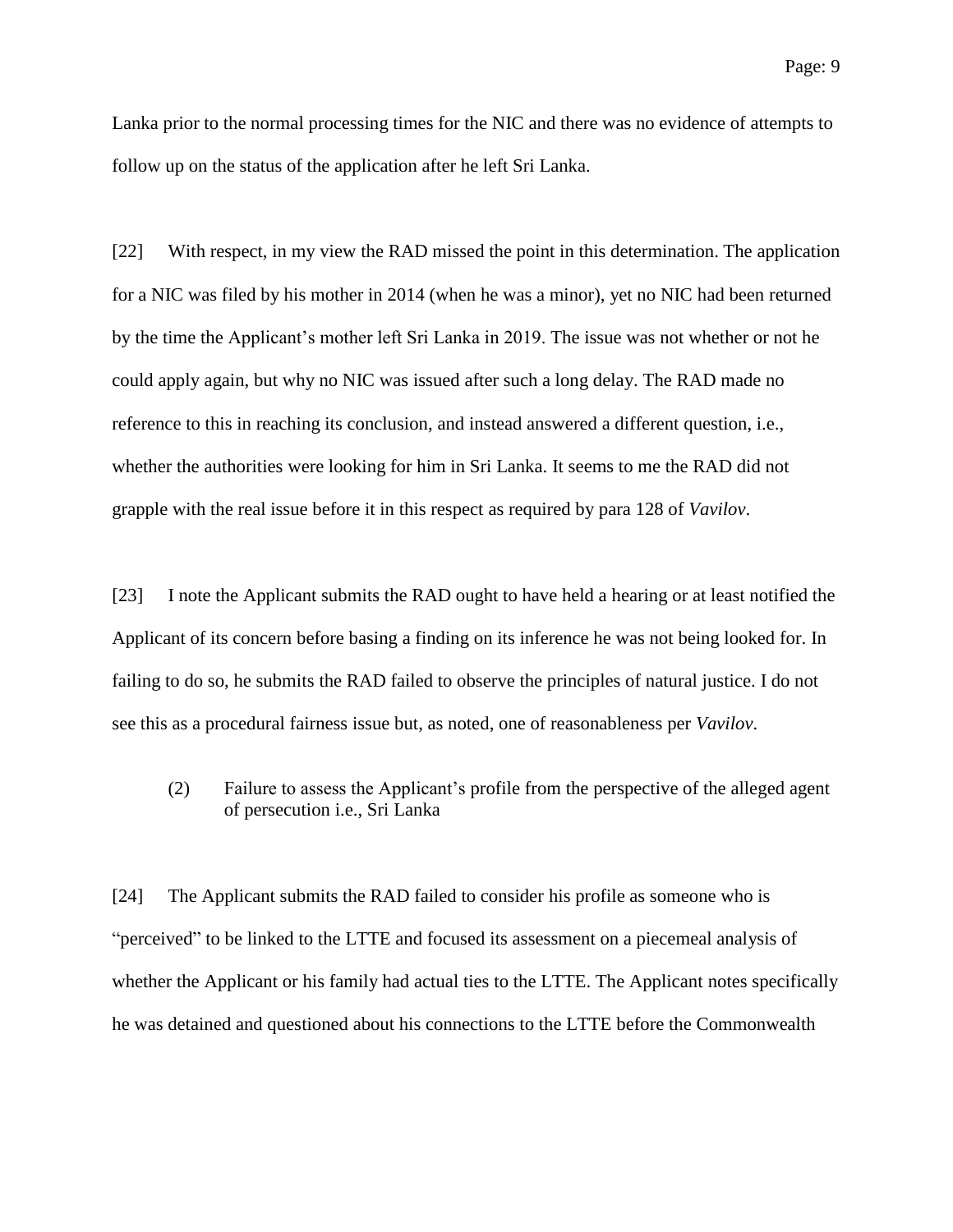Lanka prior to the normal processing times for the NIC and there was no evidence of attempts to follow up on the status of the application after he left Sri Lanka.

[22] With respect, in my view the RAD missed the point in this determination. The application for a NIC was filed by his mother in 2014 (when he was a minor), yet no NIC had been returned by the time the Applicant's mother left Sri Lanka in 2019. The issue was not whether or not he could apply again, but why no NIC was issued after such a long delay. The RAD made no reference to this in reaching its conclusion, and instead answered a different question, i.e., whether the authorities were looking for him in Sri Lanka. It seems to me the RAD did not grapple with the real issue before it in this respect as required by para 128 of *Vavilov*.

[23] I note the Applicant submits the RAD ought to have held a hearing or at least notified the Applicant of its concern before basing a finding on its inference he was not being looked for. In failing to do so, he submits the RAD failed to observe the principles of natural justice. I do not see this as a procedural fairness issue but, as noted, one of reasonableness per *Vavilov*.

(2) Failure to assess the Applicant's profile from the perspective of the alleged agent of persecution i.e., Sri Lanka

[24] The Applicant submits the RAD failed to consider his profile as someone who is "perceived" to be linked to the LTTE and focused its assessment on a piecemeal analysis of whether the Applicant or his family had actual ties to the LTTE. The Applicant notes specifically he was detained and questioned about his connections to the LTTE before the Commonwealth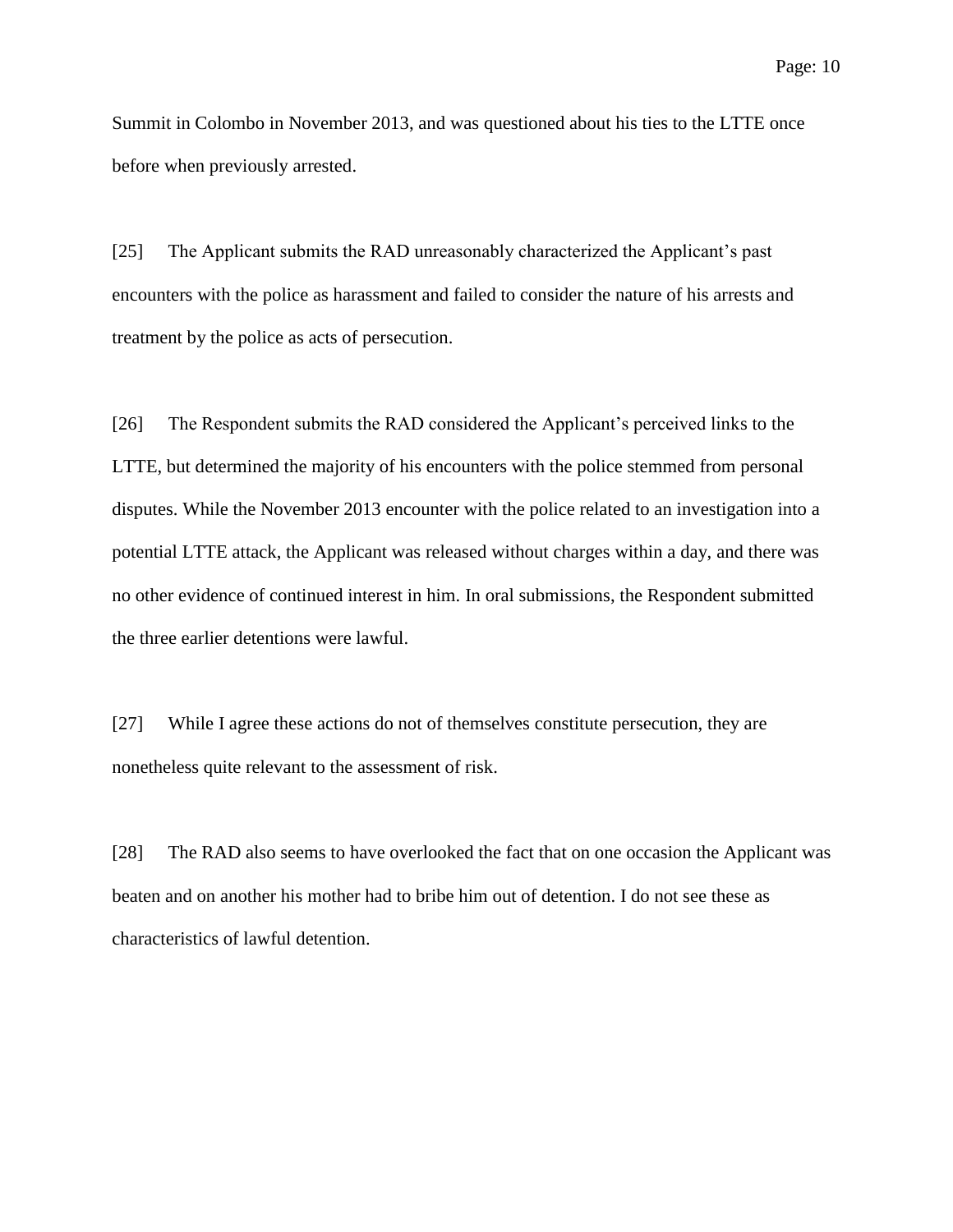Summit in Colombo in November 2013, and was questioned about his ties to the LTTE once before when previously arrested.

[25] The Applicant submits the RAD unreasonably characterized the Applicant's past encounters with the police as harassment and failed to consider the nature of his arrests and treatment by the police as acts of persecution.

[26] The Respondent submits the RAD considered the Applicant's perceived links to the LTTE, but determined the majority of his encounters with the police stemmed from personal disputes. While the November 2013 encounter with the police related to an investigation into a potential LTTE attack, the Applicant was released without charges within a day, and there was no other evidence of continued interest in him. In oral submissions, the Respondent submitted the three earlier detentions were lawful.

[27] While I agree these actions do not of themselves constitute persecution, they are nonetheless quite relevant to the assessment of risk.

[28] The RAD also seems to have overlooked the fact that on one occasion the Applicant was beaten and on another his mother had to bribe him out of detention. I do not see these as characteristics of lawful detention.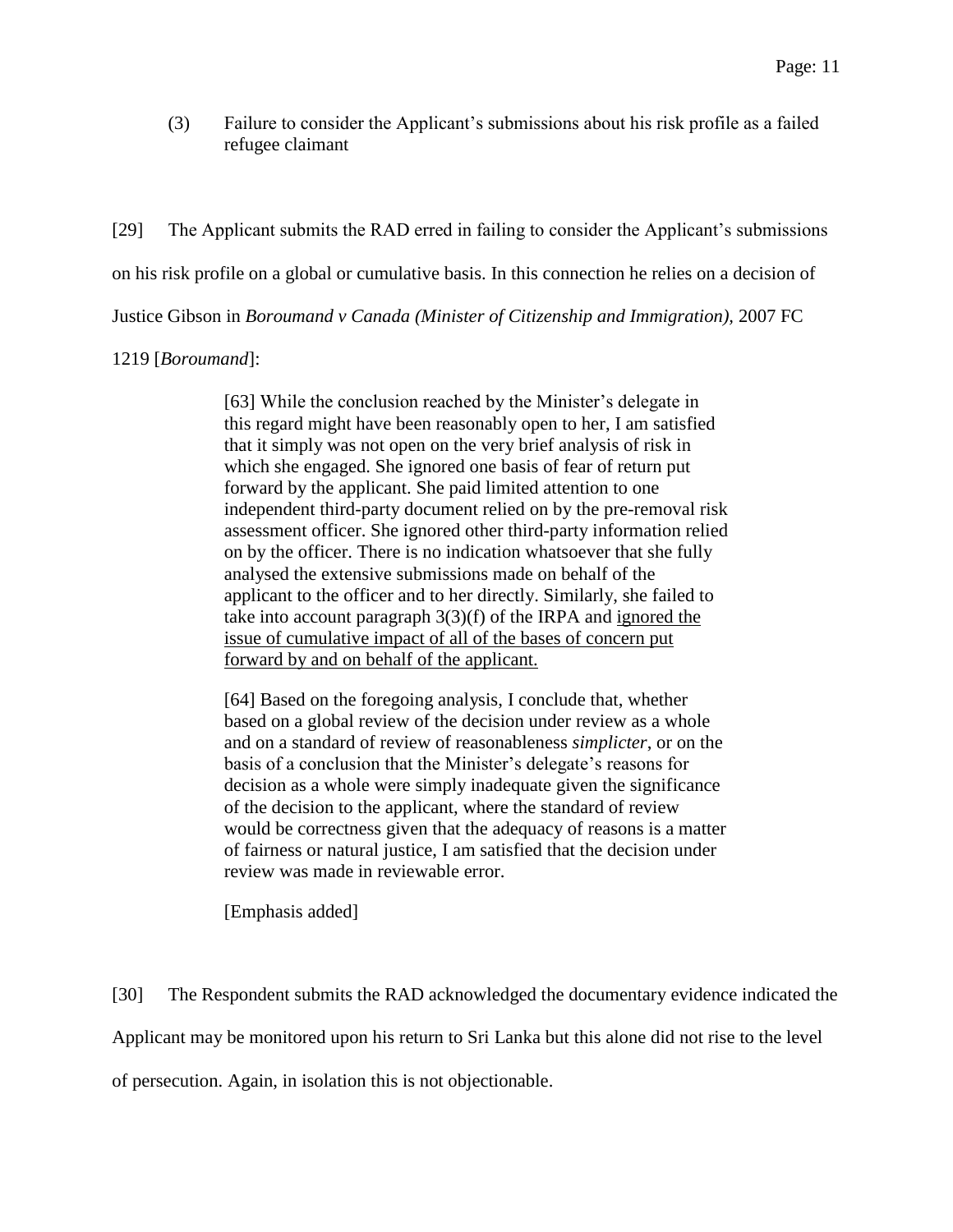(3) Failure to consider the Applicant's submissions about his risk profile as a failed refugee claimant

[29] The Applicant submits the RAD erred in failing to consider the Applicant's submissions on his risk profile on a global or cumulative basis. In this connection he relies on a decision of Justice Gibson in *Boroumand v Canada (Minister of Citizenship and Immigration)*, 2007 FC 1219 [*Boroumand*]:

> [63] While the conclusion reached by the Minister's delegate in this regard might have been reasonably open to her, I am satisfied that it simply was not open on the very brief analysis of risk in which she engaged. She ignored one basis of fear of return put forward by the applicant. She paid limited attention to one independent third-party document relied on by the pre-removal risk assessment officer. She ignored other third-party information relied on by the officer. There is no indication whatsoever that she fully analysed the extensive submissions made on behalf of the applicant to the officer and to her directly. Similarly, she failed to take into account paragraph 3(3)(f) of the IRPA and <u>ignored the issue of cumulative impact of all of the bases of concern put forward by and on behalf of the applicant.</u>
>
> [64] Based on the foregoing analysis, I conclude that, whether based on a global review of the decision under review as a whole and on a standard of review of reasonableness *simplicter*, or on the basis of a conclusion that the Minister's delegate's reasons for decision as a whole were simply inadequate given the significance of the decision to the applicant, where the standard of review would be correctness given that the adequacy of reasons is a matter of fairness or natural justice, I am satisfied that the decision under review was made in reviewable error.
>
> [Emphasis added]

[30] The Respondent submits the RAD acknowledged the documentary evidence indicated the Applicant may be monitored upon his return to Sri Lanka but this alone did not rise to the level of persecution. Again, in isolation this is not objectionable.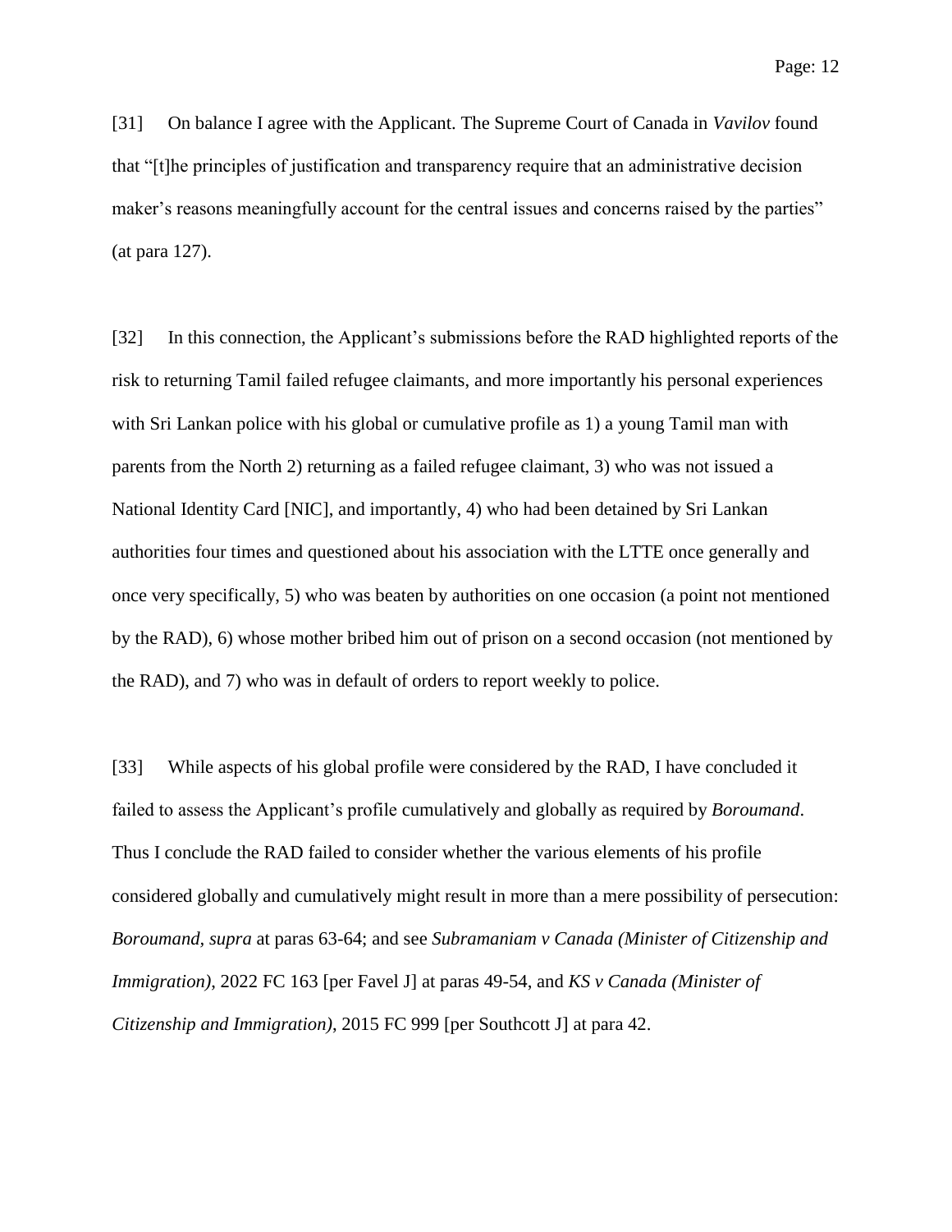[31] On balance I agree with the Applicant. The Supreme Court of Canada in *Vavilov* found that "[t]he principles of justification and transparency require that an administrative decision maker's reasons meaningfully account for the central issues and concerns raised by the parties" (at para 127).

[32] In this connection, the Applicant's submissions before the RAD highlighted reports of the risk to returning Tamil failed refugee claimants, and more importantly his personal experiences with Sri Lankan police with his global or cumulative profile as 1) a young Tamil man with parents from the North 2) returning as a failed refugee claimant, 3) who was not issued a National Identity Card [NIC], and importantly, 4) who had been detained by Sri Lankan authorities four times and questioned about his association with the LTTE once generally and once very specifically, 5) who was beaten by authorities on one occasion (a point not mentioned by the RAD), 6) whose mother bribed him out of prison on a second occasion (not mentioned by the RAD), and 7) who was in default of orders to report weekly to police.

[33] While aspects of his global profile were considered by the RAD, I have concluded it failed to assess the Applicant's profile cumulatively and globally as required by *Boroumand*. Thus I conclude the RAD failed to consider whether the various elements of his profile considered globally and cumulatively might result in more than a mere possibility of persecution: *Boroumand*, *supra* at paras 63-64; and see *Subramaniam v Canada (Minister of Citizenship and Immigration)*, 2022 FC 163 [per Favel J] at paras 49-54, and *KS v Canada (Minister of Citizenship and Immigration)*, 2015 FC 999 [per Southcott J] at para 42.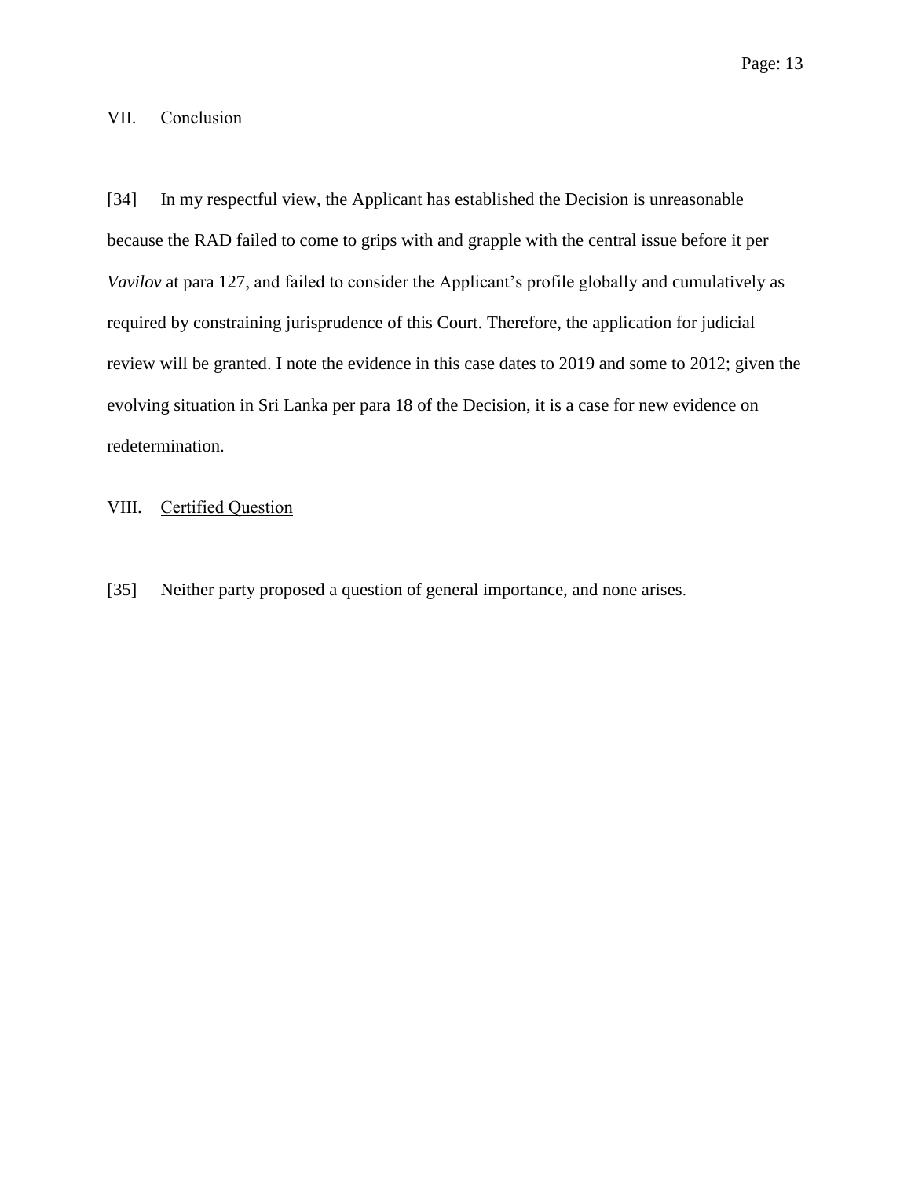## VII. Conclusion

[34] In my respectful view, the Applicant has established the Decision is unreasonable because the RAD failed to come to grips with and grapple with the central issue before it per *Vavilov* at para 127, and failed to consider the Applicant's profile globally and cumulatively as required by constraining jurisprudence of this Court. Therefore, the application for judicial review will be granted. I note the evidence in this case dates to 2019 and some to 2012; given the evolving situation in Sri Lanka per para 18 of the Decision, it is a case for new evidence on redetermination.

## VIII. Certified Question

[35] Neither party proposed a question of general importance, and none arises.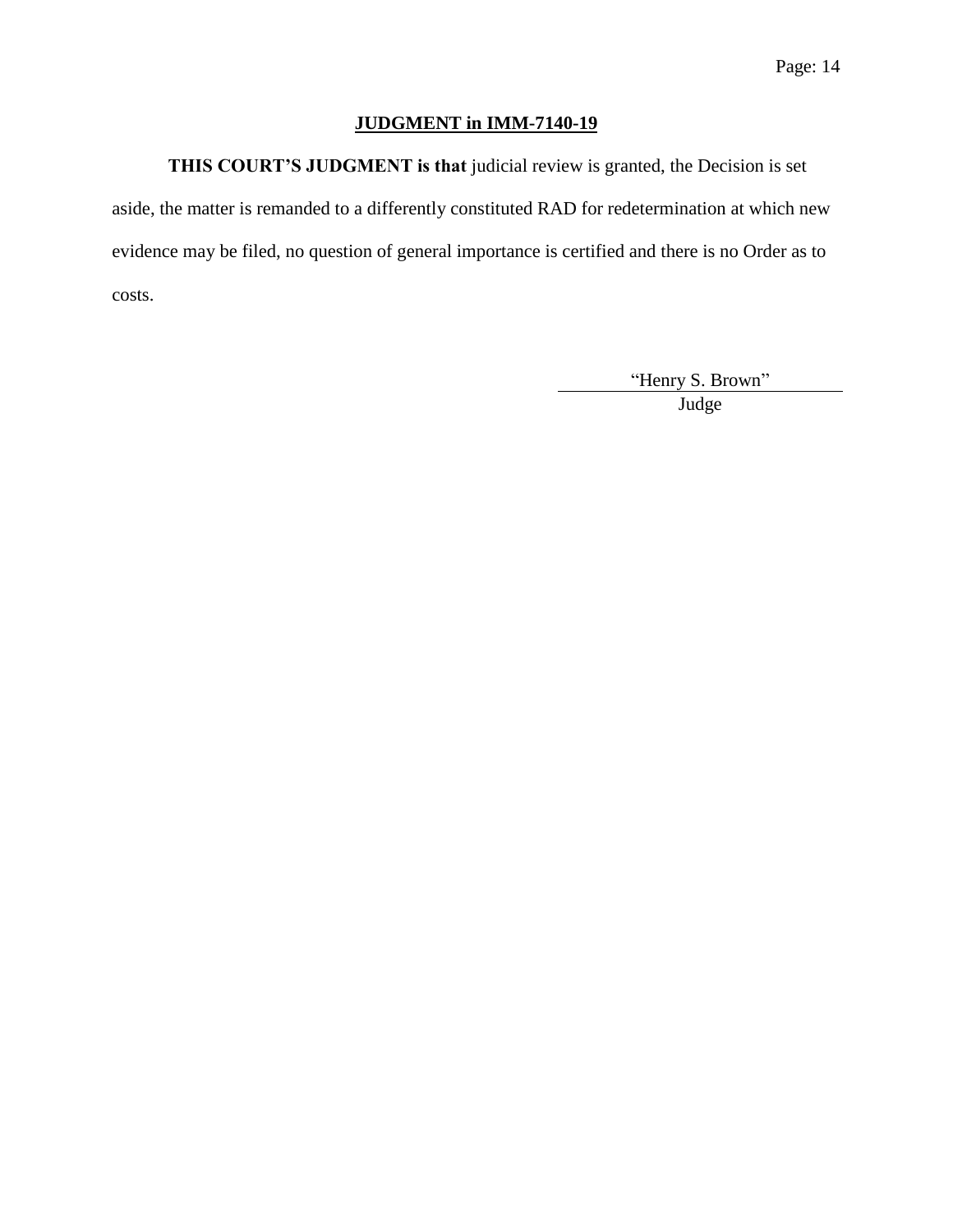## JUDGMENT in IMM-7140-19

**THIS COURT'S JUDGMENT is that** judicial review is granted, the Decision is set aside, the matter is remanded to a differently constituted RAD for redetermination at which new evidence may be filed, no question of general importance is certified and there is no Order as to costs.

"Henry S. Brown"

Judge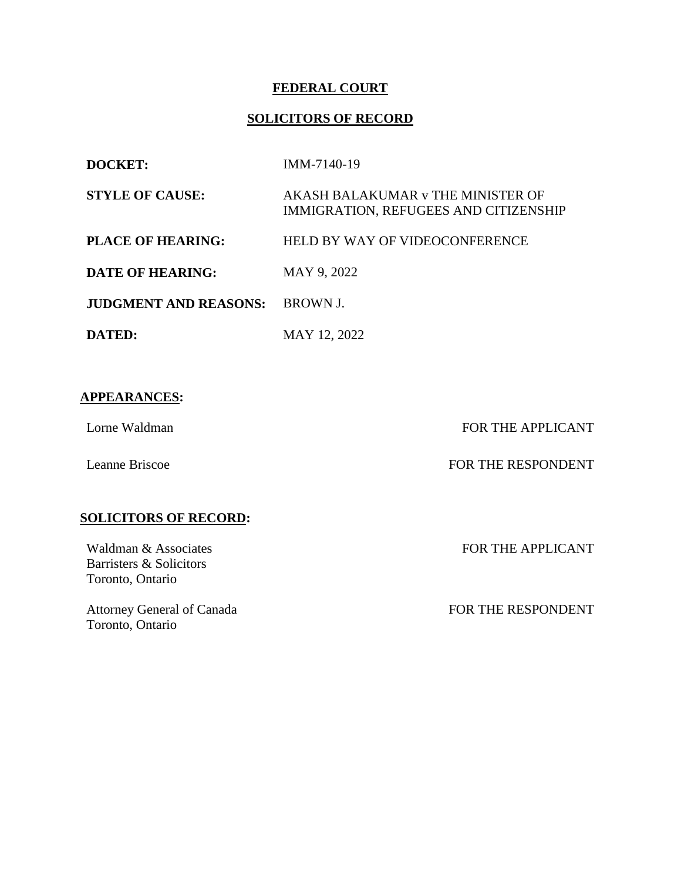**FEDERAL COURT**

**SOLICITORS OF RECORD**

| | |
|---|---|
| **DOCKET:** | IMM-7140-19 |
| **STYLE OF CAUSE:** | AKASH BALAKUMAR v THE MINISTER OF IMMIGRATION, REFUGEES AND CITIZENSHIP |
| **PLACE OF HEARING:** | HELD BY WAY OF VIDEOCONFERENCE |
| **DATE OF HEARING:** | MAY 9, 2022 |
| **JUDGMENT AND REASONS:** | BROWN J. |
| **DATED:** | MAY 12, 2022 |

**APPEARANCES:**

| | |
|---|---|
| Lorne Waldman | FOR THE APPLICANT |
| Leanne Briscoe | FOR THE RESPONDENT |

**SOLICITORS OF RECORD:**

| | |
|---|---|
| Waldman & Associates<br>Barristers & Solicitors<br>Toronto, Ontario | FOR THE APPLICANT |
| Attorney General of Canada<br>Toronto, Ontario | FOR THE RESPONDENT |